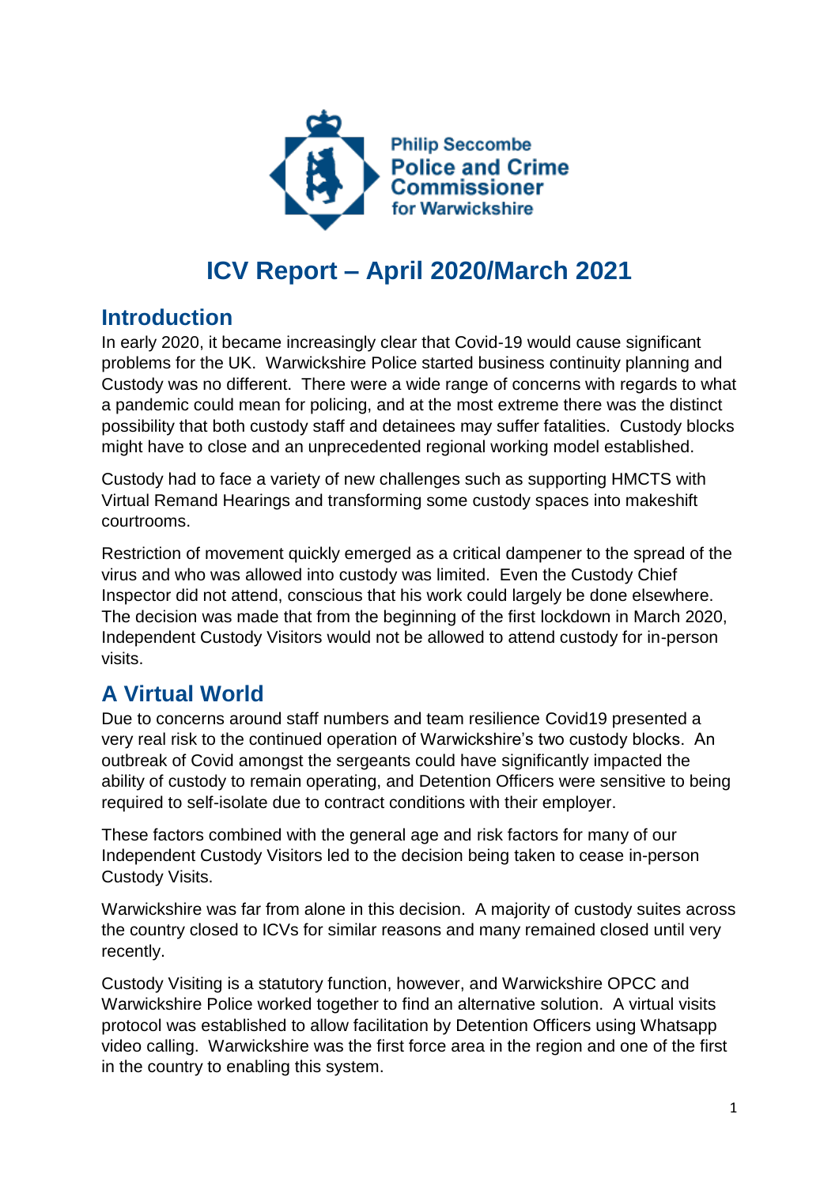Philip Seccombe
Police and Crime Commissioner
for Warwickshire

# ICV Report – April 2020/March 2021

## Introduction

In early 2020, it became increasingly clear that Covid-19 would cause significant problems for the UK. Warwickshire Police started business continuity planning and Custody was no different. There were a wide range of concerns with regards to what a pandemic could mean for policing, and at the most extreme there was the distinct possibility that both custody staff and detainees may suffer fatalities. Custody blocks might have to close and an unprecedented regional working model established.

Custody had to face a variety of new challenges such as supporting HMCTS with Virtual Remand Hearings and transforming some custody spaces into makeshift courtrooms.

Restriction of movement quickly emerged as a critical dampener to the spread of the virus and who was allowed into custody was limited. Even the Custody Chief Inspector did not attend, conscious that his work could largely be done elsewhere. The decision was made that from the beginning of the first lockdown in March 2020, Independent Custody Visitors would not be allowed to attend custody for in-person visits.

## A Virtual World

Due to concerns around staff numbers and team resilience Covid19 presented a very real risk to the continued operation of Warwickshire's two custody blocks. An outbreak of Covid amongst the sergeants could have significantly impacted the ability of custody to remain operating, and Detention Officers were sensitive to being required to self-isolate due to contract conditions with their employer.

These factors combined with the general age and risk factors for many of our Independent Custody Visitors led to the decision being taken to cease in-person Custody Visits.

Warwickshire was far from alone in this decision. A majority of custody suites across the country closed to ICVs for similar reasons and many remained closed until very recently.

Custody Visiting is a statutory function, however, and Warwickshire OPCC and Warwickshire Police worked together to find an alternative solution. A virtual visits protocol was established to allow facilitation by Detention Officers using Whatsapp video calling. Warwickshire was the first force area in the region and one of the first in the country to enabling this system.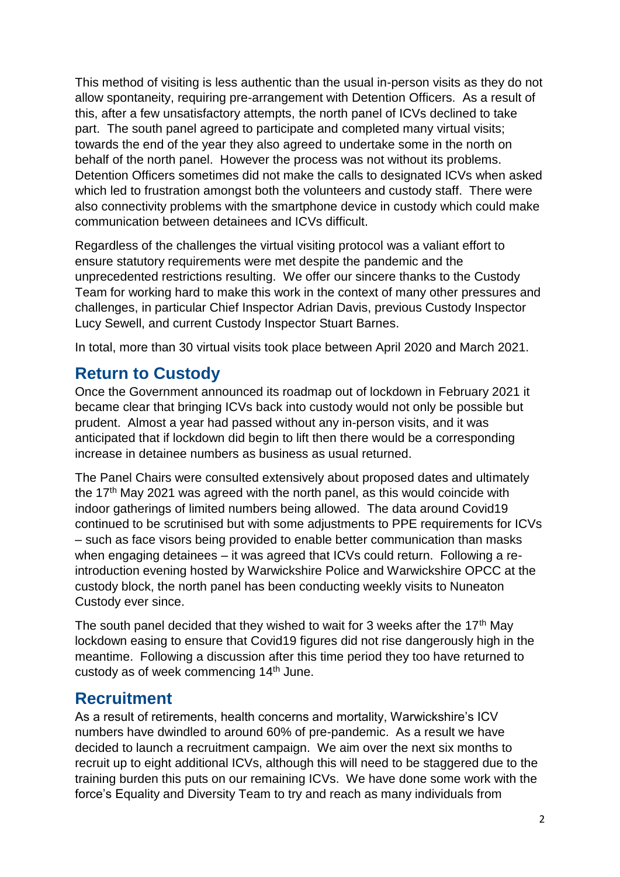This method of visiting is less authentic than the usual in-person visits as they do not allow spontaneity, requiring pre-arrangement with Detention Officers. As a result of this, after a few unsatisfactory attempts, the north panel of ICVs declined to take part. The south panel agreed to participate and completed many virtual visits; towards the end of the year they also agreed to undertake some in the north on behalf of the north panel. However the process was not without its problems. Detention Officers sometimes did not make the calls to designated ICVs when asked which led to frustration amongst both the volunteers and custody staff. There were also connectivity problems with the smartphone device in custody which could make communication between detainees and ICVs difficult.

Regardless of the challenges the virtual visiting protocol was a valiant effort to ensure statutory requirements were met despite the pandemic and the unprecedented restrictions resulting. We offer our sincere thanks to the Custody Team for working hard to make this work in the context of many other pressures and challenges, in particular Chief Inspector Adrian Davis, previous Custody Inspector Lucy Sewell, and current Custody Inspector Stuart Barnes.

In total, more than 30 virtual visits took place between April 2020 and March 2021.

## Return to Custody

Once the Government announced its roadmap out of lockdown in February 2021 it became clear that bringing ICVs back into custody would not only be possible but prudent. Almost a year had passed without any in-person visits, and it was anticipated that if lockdown did begin to lift then there would be a corresponding increase in detainee numbers as business as usual returned.

The Panel Chairs were consulted extensively about proposed dates and ultimately the 17th May 2021 was agreed with the north panel, as this would coincide with indoor gatherings of limited numbers being allowed. The data around Covid19 continued to be scrutinised but with some adjustments to PPE requirements for ICVs – such as face visors being provided to enable better communication than masks when engaging detainees – it was agreed that ICVs could return. Following a re-introduction evening hosted by Warwickshire Police and Warwickshire OPCC at the custody block, the north panel has been conducting weekly visits to Nuneaton Custody ever since.

The south panel decided that they wished to wait for 3 weeks after the 17th May lockdown easing to ensure that Covid19 figures did not rise dangerously high in the meantime. Following a discussion after this time period they too have returned to custody as of week commencing 14th June.

## Recruitment

As a result of retirements, health concerns and mortality, Warwickshire's ICV numbers have dwindled to around 60% of pre-pandemic. As a result we have decided to launch a recruitment campaign. We aim over the next six months to recruit up to eight additional ICVs, although this will need to be staggered due to the training burden this puts on our remaining ICVs. We have done some work with the force's Equality and Diversity Team to try and reach as many individuals from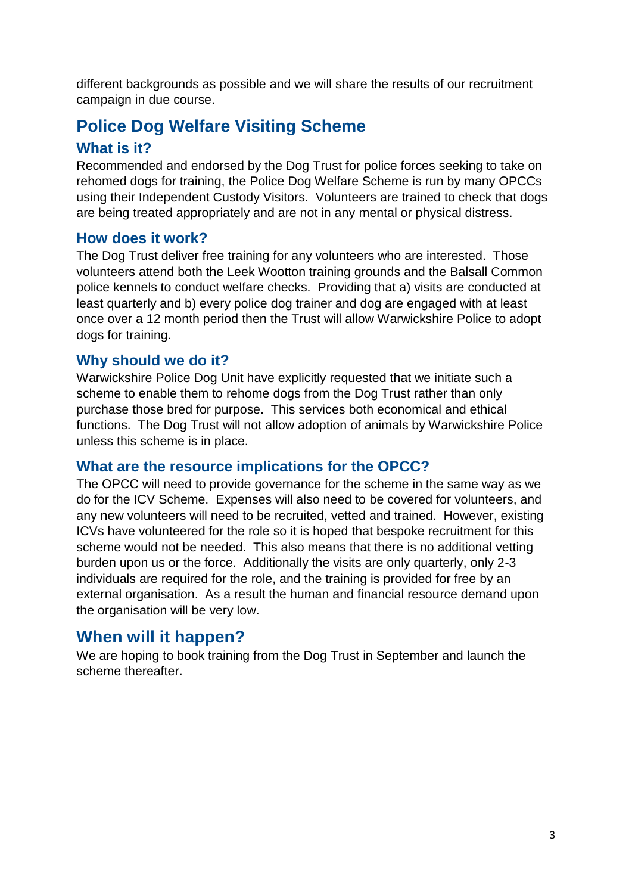different backgrounds as possible and we will share the results of our recruitment campaign in due course.

## Police Dog Welfare Visiting Scheme

### What is it?

Recommended and endorsed by the Dog Trust for police forces seeking to take on rehomed dogs for training, the Police Dog Welfare Scheme is run by many OPCCs using their Independent Custody Visitors. Volunteers are trained to check that dogs are being treated appropriately and are not in any mental or physical distress.

### How does it work?

The Dog Trust deliver free training for any volunteers who are interested. Those volunteers attend both the Leek Wootton training grounds and the Balsall Common police kennels to conduct welfare checks. Providing that a) visits are conducted at least quarterly and b) every police dog trainer and dog are engaged with at least once over a 12 month period then the Trust will allow Warwickshire Police to adopt dogs for training.

### Why should we do it?

Warwickshire Police Dog Unit have explicitly requested that we initiate such a scheme to enable them to rehome dogs from the Dog Trust rather than only purchase those bred for purpose. This services both economical and ethical functions. The Dog Trust will not allow adoption of animals by Warwickshire Police unless this scheme is in place.

### What are the resource implications for the OPCC?

The OPCC will need to provide governance for the scheme in the same way as we do for the ICV Scheme. Expenses will also need to be covered for volunteers, and any new volunteers will need to be recruited, vetted and trained. However, existing ICVs have volunteered for the role so it is hoped that bespoke recruitment for this scheme would not be needed. This also means that there is no additional vetting burden upon us or the force. Additionally the visits are only quarterly, only 2-3 individuals are required for the role, and the training is provided for free by an external organisation. As a result the human and financial resource demand upon the organisation will be very low.

## When will it happen?

We are hoping to book training from the Dog Trust in September and launch the scheme thereafter.